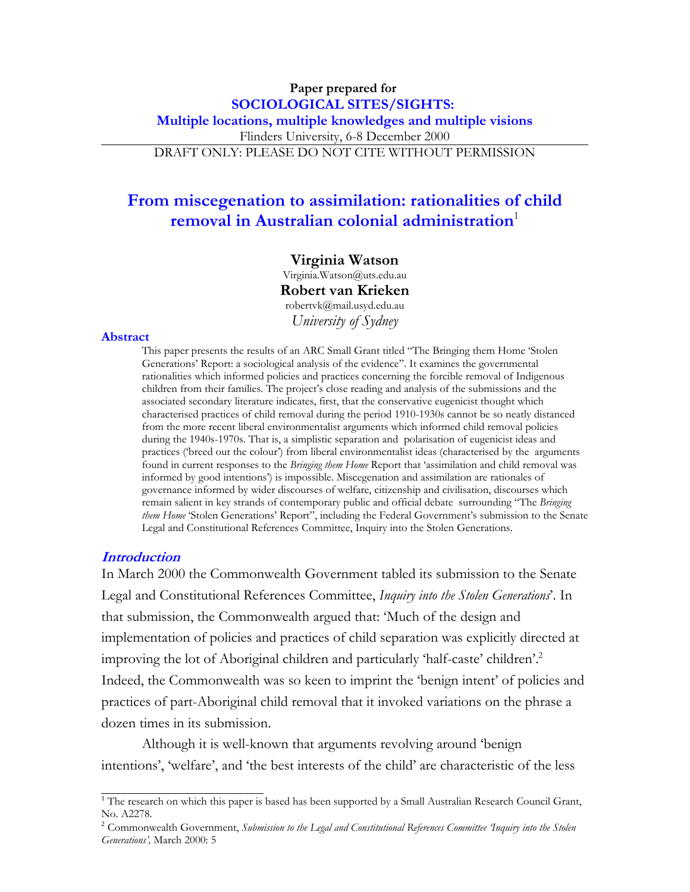**Paper prepared for**

**SOCIOLOGICAL SITES/SIGHTS:**

**Multiple locations, multiple knowledges and multiple visions**

Flinders University, 6-8 December 2000

DRAFT ONLY: PLEASE DO NOT CITE WITHOUT PERMISSION

# From miscegenation to assimilation: rationalities of child removal in Australian colonial administration[1]

**Virginia Watson**

Virginia.Watson@uts.edu.au

**Robert van Krieken**

robertvk@mail.usyd.edu.au

*University of Sydney*

### Abstract

This paper presents the results of an ARC Small Grant titled "The Bringing them Home 'Stolen Generations' Report: a sociological analysis of the evidence". It examines the governmental rationalities which informed policies and practices concerning the forcible removal of Indigenous children from their families. The project's close reading and analysis of the submissions and the associated secondary literature indicates, first, that the conservative eugenicist thought which characterised practices of child removal during the period 1910-1930s cannot be so neatly distanced from the more recent liberal environmentalist arguments which informed child removal policies during the 1940s-1970s. That is, a simplistic separation and polarisation of eugenicist ideas and practices ('breed out the colour') from liberal environmentalist ideas (characterised by the arguments found in current responses to the *Bringing them Home* Report that 'assimilation and child removal was informed by good intentions') is impossible. Miscegenation and assimilation are rationales of governance informed by wider discourses of welfare, citizenship and civilisation, discourses which remain salient in key strands of contemporary public and official debate surrounding "The *Bringing them Home* 'Stolen Generations' Report", including the Federal Government's submission to the Senate Legal and Constitutional References Committee, Inquiry into the Stolen Generations.

## *Introduction*

In March 2000 the Commonwealth Government tabled its submission to the Senate Legal and Constitutional References Committee, *Inquiry into the Stolen Generations*'. In that submission, the Commonwealth argued that: 'Much of the design and implementation of policies and practices of child separation was explicitly directed at improving the lot of Aboriginal children and particularly 'half-caste' children'.[2] Indeed, the Commonwealth was so keen to imprint the 'benign intent' of policies and practices of part-Aboriginal child removal that it invoked variations on the phrase a dozen times in its submission.

Although it is well-known that arguments revolving around 'benign intentions', 'welfare', and 'the best interests of the child' are characteristic of the less

---

[1] The research on which this paper is based has been supported by a Small Australian Research Council Grant, No. A2278.

[2] Commonwealth Government, *Submission to the Legal and Constitutional References Committee 'Inquiry into the Stolen Generations',* March 2000: 5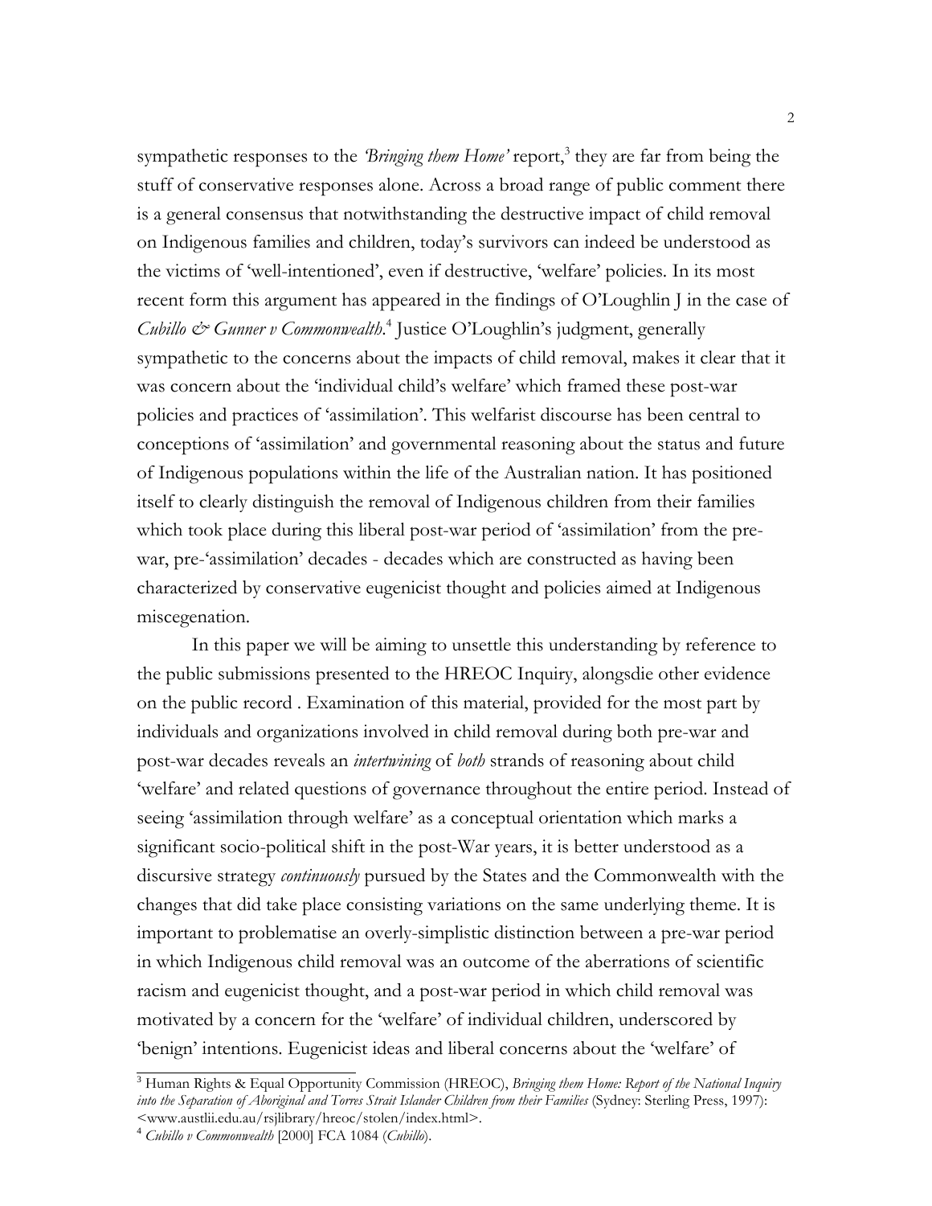sympathetic responses to the *'Bringing them Home'* report,[3] they are far from being the stuff of conservative responses alone. Across a broad range of public comment there is a general consensus that notwithstanding the destructive impact of child removal on Indigenous families and children, today's survivors can indeed be understood as the victims of 'well-intentioned', even if destructive, 'welfare' policies. In its most recent form this argument has appeared in the findings of O'Loughlin J in the case of *Cubillo & Gunner v Commonwealth*.[4] Justice O'Loughlin's judgment, generally sympathetic to the concerns about the impacts of child removal, makes it clear that it was concern about the 'individual child's welfare' which framed these post-war policies and practices of 'assimilation'. This welfarist discourse has been central to conceptions of 'assimilation' and governmental reasoning about the status and future of Indigenous populations within the life of the Australian nation. It has positioned itself to clearly distinguish the removal of Indigenous children from their families which took place during this liberal post-war period of 'assimilation' from the pre-war, pre-'assimilation' decades - decades which are constructed as having been characterized by conservative eugenicist thought and policies aimed at Indigenous miscegenation.

In this paper we will be aiming to unsettle this understanding by reference to the public submissions presented to the HREOC Inquiry, alongsdie other evidence on the public record . Examination of this material, provided for the most part by individuals and organizations involved in child removal during both pre-war and post-war decades reveals an *intertwining* of *both* strands of reasoning about child 'welfare' and related questions of governance throughout the entire period. Instead of seeing 'assimilation through welfare' as a conceptual orientation which marks a significant socio-political shift in the post-War years, it is better understood as a discursive strategy *continuously* pursued by the States and the Commonwealth with the changes that did take place consisting variations on the same underlying theme. It is important to problematise an overly-simplistic distinction between a pre-war period in which Indigenous child removal was an outcome of the aberrations of scientific racism and eugenicist thought, and a post-war period in which child removal was motivated by a concern for the 'welfare' of individual children, underscored by 'benign' intentions. Eugenicist ideas and liberal concerns about the 'welfare' of

---

[3] Human Rights & Equal Opportunity Commission (HREOC), *Bringing them Home: Report of the National Inquiry into the Separation of Aboriginal and Torres Strait Islander Children from their Families* (Sydney: Sterling Press, 1997): <www.austlii.edu.au/rsjlibrary/hreoc/stolen/index.html>.

[4] *Cubillo v Commonwealth* [2000] FCA 1084 (*Cubillo*).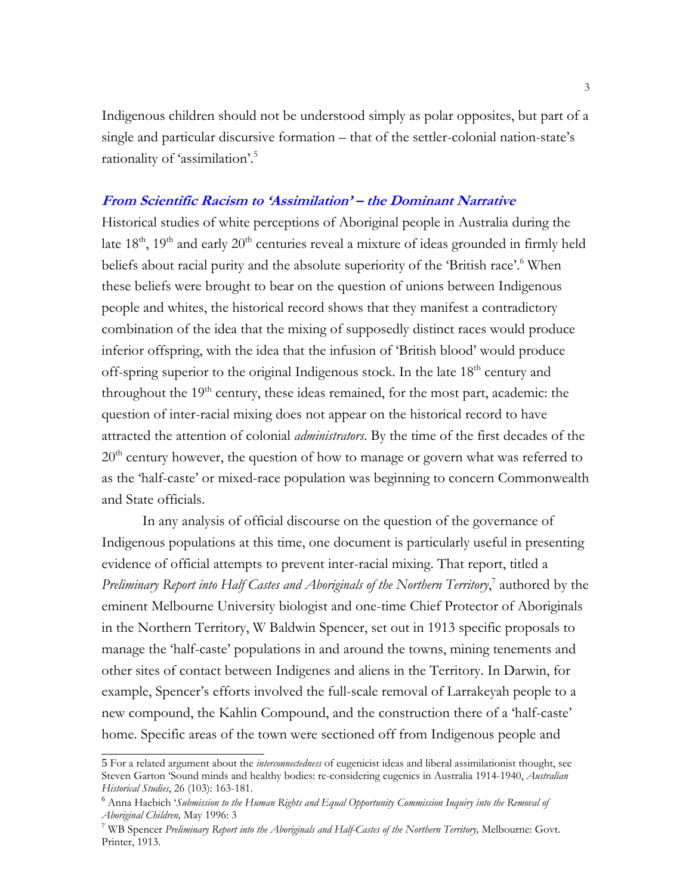Indigenous children should not be understood simply as polar opposites, but part of a single and particular discursive formation – that of the settler-colonial nation-state's rationality of 'assimilation'.[5]

## *From Scientific Racism to 'Assimilation' – the Dominant Narrative*

Historical studies of white perceptions of Aboriginal people in Australia during the late 18th, 19th and early 20th centuries reveal a mixture of ideas grounded in firmly held beliefs about racial purity and the absolute superiority of the 'British race'.[6] When these beliefs were brought to bear on the question of unions between Indigenous people and whites, the historical record shows that they manifest a contradictory combination of the idea that the mixing of supposedly distinct races would produce inferior offspring, with the idea that the infusion of 'British blood' would produce off-spring superior to the original Indigenous stock. In the late 18th century and throughout the 19th century, these ideas remained, for the most part, academic: the question of inter-racial mixing does not appear on the historical record to have attracted the attention of colonial *administrators*. By the time of the first decades of the 20th century however, the question of how to manage or govern what was referred to as the 'half-caste' or mixed-race population was beginning to concern Commonwealth and State officials.

In any analysis of official discourse on the question of the governance of Indigenous populations at this time, one document is particularly useful in presenting evidence of official attempts to prevent inter-racial mixing. That report, titled a *Preliminary Report into Half Castes and Aboriginals of the Northern Territory*,[7] authored by the eminent Melbourne University biologist and one-time Chief Protector of Aboriginals in the Northern Territory, W Baldwin Spencer, set out in 1913 specific proposals to manage the 'half-caste' populations in and around the towns, mining tenements and other sites of contact between Indigenes and aliens in the Territory. In Darwin, for example, Spencer's efforts involved the full-scale removal of Larrakeyah people to a new compound, the Kahlin Compound, and the construction there of a 'half-caste' home. Specific areas of the town were sectioned off from Indigenous people and

---

5 For a related argument about the *interconnectedness* of eugenicist ideas and liberal assimilationist thought, see Steven Garton 'Sound minds and healthy bodies: re-considering eugenics in Australia 1914-1940, *Australian Historical Studies*, 26 (103): 163-181.

6 Anna Haebich '*Submission to the Human Rights and Equal Opportunity Commission Inquiry into the Removal of Aboriginal Children,* May 1996: 3

7 WB Spencer *Preliminary Report into the Aboriginals and Half-Castes of the Northern Territory,* Melbourne: Govt. Printer, 1913.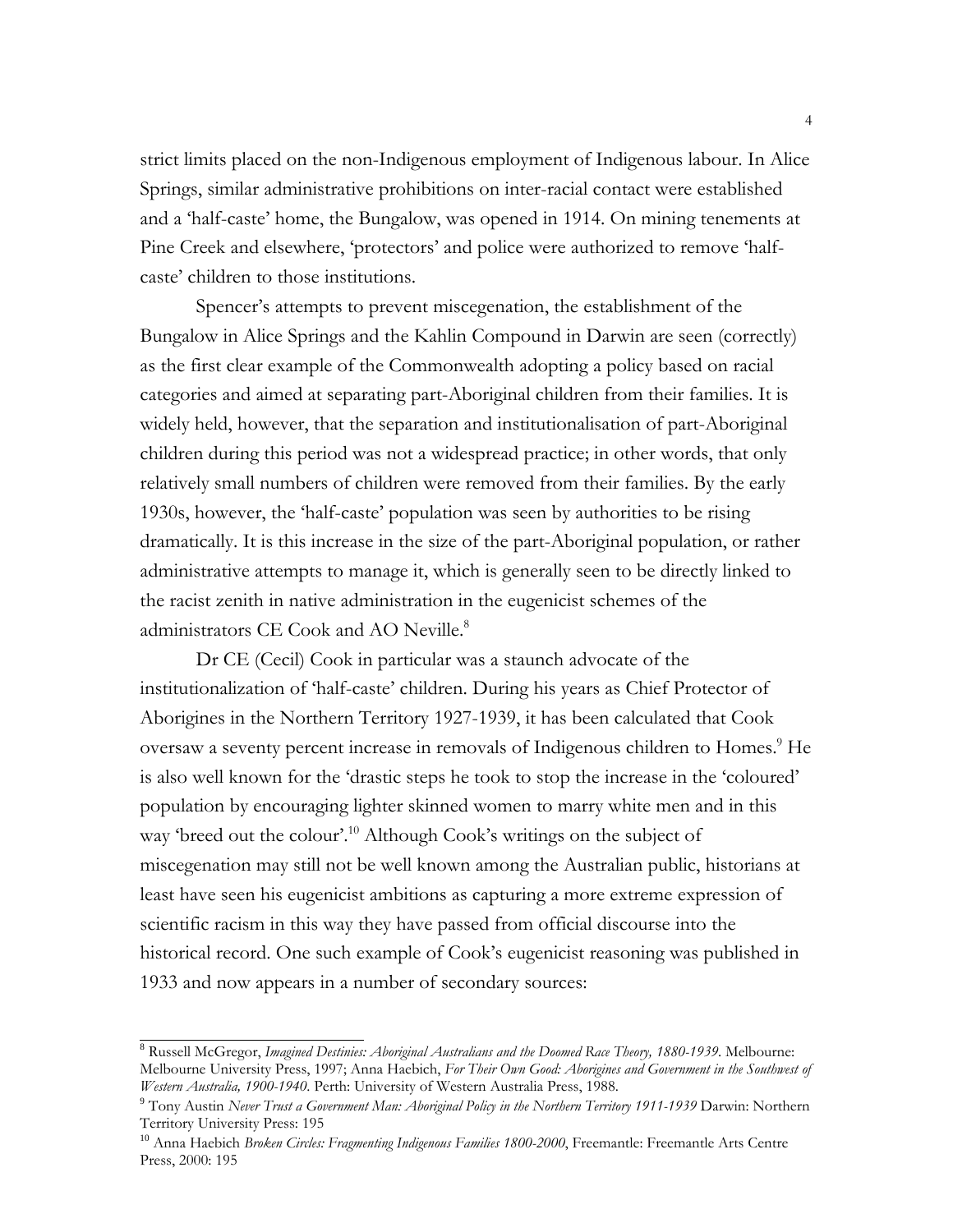strict limits placed on the non-Indigenous employment of Indigenous labour. In Alice Springs, similar administrative prohibitions on inter-racial contact were established and a 'half-caste' home, the Bungalow, was opened in 1914. On mining tenements at Pine Creek and elsewhere, 'protectors' and police were authorized to remove 'half-caste' children to those institutions.

Spencer's attempts to prevent miscegenation, the establishment of the Bungalow in Alice Springs and the Kahlin Compound in Darwin are seen (correctly) as the first clear example of the Commonwealth adopting a policy based on racial categories and aimed at separating part-Aboriginal children from their families. It is widely held, however, that the separation and institutionalisation of part-Aboriginal children during this period was not a widespread practice; in other words, that only relatively small numbers of children were removed from their families. By the early 1930s, however, the 'half-caste' population was seen by authorities to be rising dramatically. It is this increase in the size of the part-Aboriginal population, or rather administrative attempts to manage it, which is generally seen to be directly linked to the racist zenith in native administration in the eugenicist schemes of the administrators CE Cook and AO Neville.[8]

Dr CE (Cecil) Cook in particular was a staunch advocate of the institutionalization of 'half-caste' children. During his years as Chief Protector of Aborigines in the Northern Territory 1927-1939, it has been calculated that Cook oversaw a seventy percent increase in removals of Indigenous children to Homes.[9] He is also well known for the 'drastic steps he took to stop the increase in the 'coloured' population by encouraging lighter skinned women to marry white men and in this way 'breed out the colour'.[10] Although Cook's writings on the subject of miscegenation may still not be well known among the Australian public, historians at least have seen his eugenicist ambitions as capturing a more extreme expression of scientific racism in this way they have passed from official discourse into the historical record. One such example of Cook's eugenicist reasoning was published in 1933 and now appears in a number of secondary sources:

---

[8] Russell McGregor, *Imagined Destinies: Aboriginal Australians and the Doomed Race Theory, 1880-1939*. Melbourne: Melbourne University Press, 1997; Anna Haebich, *For Their Own Good: Aborigines and Government in the Southwest of Western Australia, 1900-1940*. Perth: University of Western Australia Press, 1988.

[9] Tony Austin *Never Trust a Government Man: Aboriginal Policy in the Northern Territory 1911-1939* Darwin: Northern Territory University Press: 195

[10] Anna Haebich *Broken Circles: Fragmenting Indigenous Families 1800-2000*, Freemantle: Freemantle Arts Centre Press, 2000: 195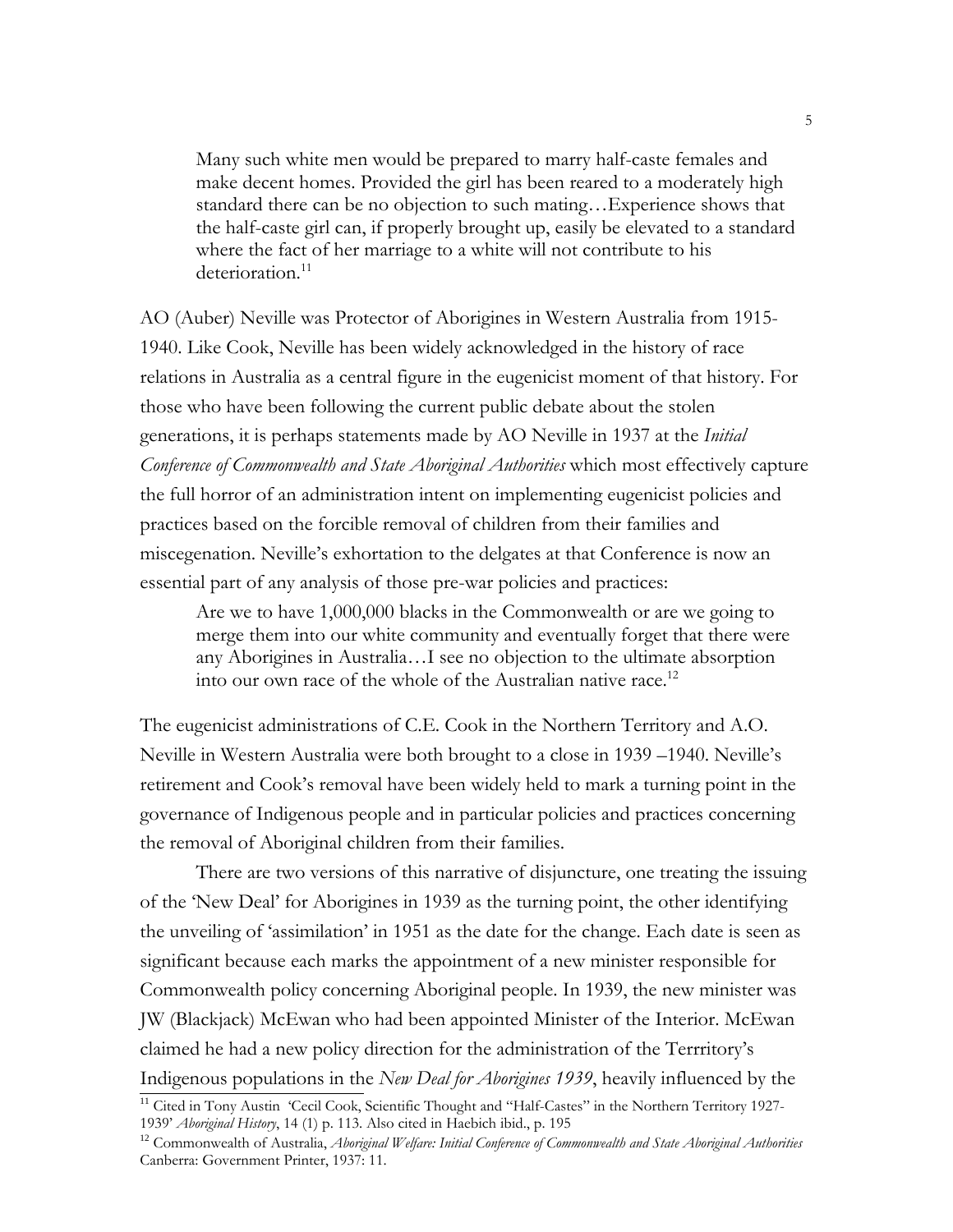> Many such white men would be prepared to marry half-caste females and make decent homes. Provided the girl has been reared to a moderately high standard there can be no objection to such mating…Experience shows that the half-caste girl can, if properly brought up, easily be elevated to a standard where the fact of her marriage to a white will not contribute to his deterioration.[11]

AO (Auber) Neville was Protector of Aborigines in Western Australia from 1915-1940. Like Cook, Neville has been widely acknowledged in the history of race relations in Australia as a central figure in the eugenicist moment of that history. For those who have been following the current public debate about the stolen generations, it is perhaps statements made by AO Neville in 1937 at the *Initial Conference of Commonwealth and State Aboriginal Authorities* which most effectively capture the full horror of an administration intent on implementing eugenicist policies and practices based on the forcible removal of children from their families and miscegenation. Neville's exhortation to the delgates at that Conference is now an essential part of any analysis of those pre-war policies and practices:

> Are we to have 1,000,000 blacks in the Commonwealth or are we going to merge them into our white community and eventually forget that there were any Aborigines in Australia…I see no objection to the ultimate absorption into our own race of the whole of the Australian native race.[12]

The eugenicist administrations of C.E. Cook in the Northern Territory and A.O. Neville in Western Australia were both brought to a close in 1939 –1940. Neville's retirement and Cook's removal have been widely held to mark a turning point in the governance of Indigenous people and in particular policies and practices concerning the removal of Aboriginal children from their families.

There are two versions of this narrative of disjuncture, one treating the issuing of the 'New Deal' for Aborigines in 1939 as the turning point, the other identifying the unveiling of 'assimilation' in 1951 as the date for the change. Each date is seen as significant because each marks the appointment of a new minister responsible for Commonwealth policy concerning Aboriginal people. In 1939, the new minister was JW (Blackjack) McEwan who had been appointed Minister of the Interior. McEwan claimed he had a new policy direction for the administration of the Terrritory's Indigenous populations in the *New Deal for Aborigines 1939*, heavily influenced by the

---

[11] Cited in Tony Austin 'Cecil Cook, Scientific Thought and "Half-Castes" in the Northern Territory 1927-1939' *Aboriginal History*, 14 (1) p. 113. Also cited in Haebich ibid., p. 195

[12] Commonwealth of Australia, *Aboriginal Welfare: Initial Conference of Commonwealth and State Aboriginal Authorities* Canberra: Government Printer, 1937: 11.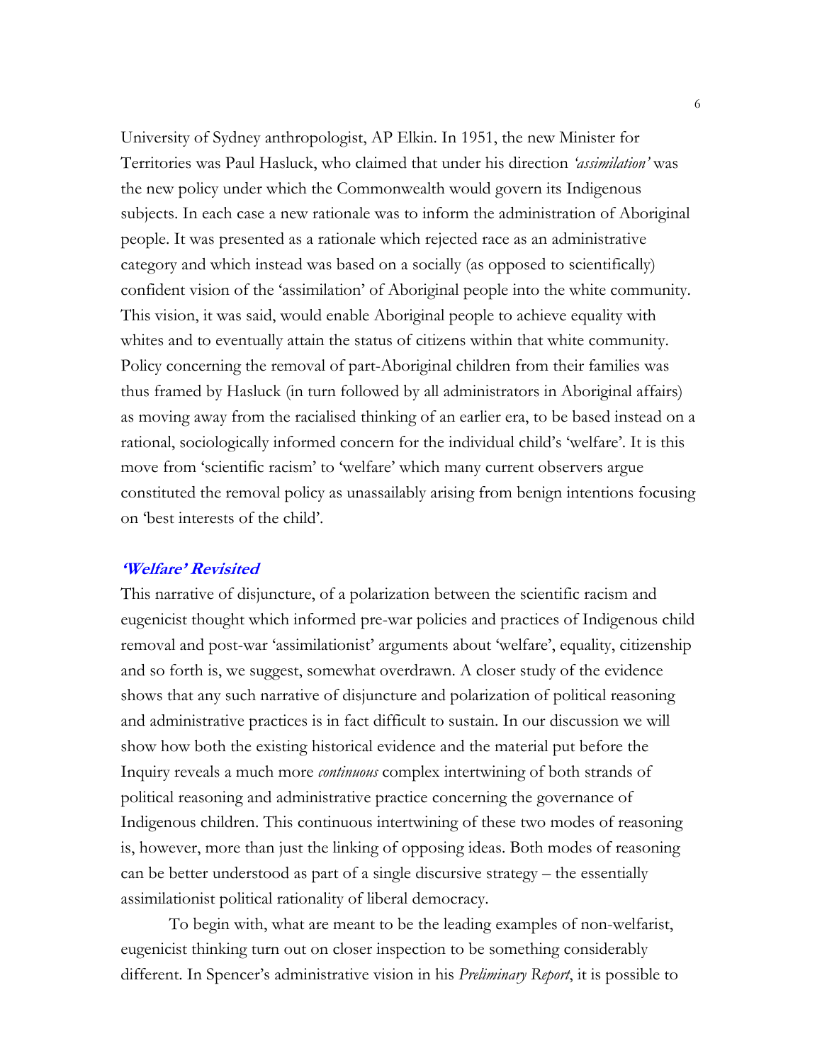University of Sydney anthropologist, AP Elkin. In 1951, the new Minister for Territories was Paul Hasluck, who claimed that under his direction *'assimilation'* was the new policy under which the Commonwealth would govern its Indigenous subjects. In each case a new rationale was to inform the administration of Aboriginal people. It was presented as a rationale which rejected race as an administrative category and which instead was based on a socially (as opposed to scientifically) confident vision of the 'assimilation' of Aboriginal people into the white community. This vision, it was said, would enable Aboriginal people to achieve equality with whites and to eventually attain the status of citizens within that white community. Policy concerning the removal of part-Aboriginal children from their families was thus framed by Hasluck (in turn followed by all administrators in Aboriginal affairs) as moving away from the racialised thinking of an earlier era, to be based instead on a rational, sociologically informed concern for the individual child's 'welfare'. It is this move from 'scientific racism' to 'welfare' which many current observers argue constituted the removal policy as unassailably arising from benign intentions focusing on 'best interests of the child'.

## *'Welfare' Revisited*

This narrative of disjuncture, of a polarization between the scientific racism and eugenicist thought which informed pre-war policies and practices of Indigenous child removal and post-war 'assimilationist' arguments about 'welfare', equality, citizenship and so forth is, we suggest, somewhat overdrawn. A closer study of the evidence shows that any such narrative of disjuncture and polarization of political reasoning and administrative practices is in fact difficult to sustain. In our discussion we will show how both the existing historical evidence and the material put before the Inquiry reveals a much more *continuous* complex intertwining of both strands of political reasoning and administrative practice concerning the governance of Indigenous children. This continuous intertwining of these two modes of reasoning is, however, more than just the linking of opposing ideas. Both modes of reasoning can be better understood as part of a single discursive strategy – the essentially assimilationist political rationality of liberal democracy.

To begin with, what are meant to be the leading examples of non-welfarist, eugenicist thinking turn out on closer inspection to be something considerably different. In Spencer's administrative vision in his *Preliminary Report*, it is possible to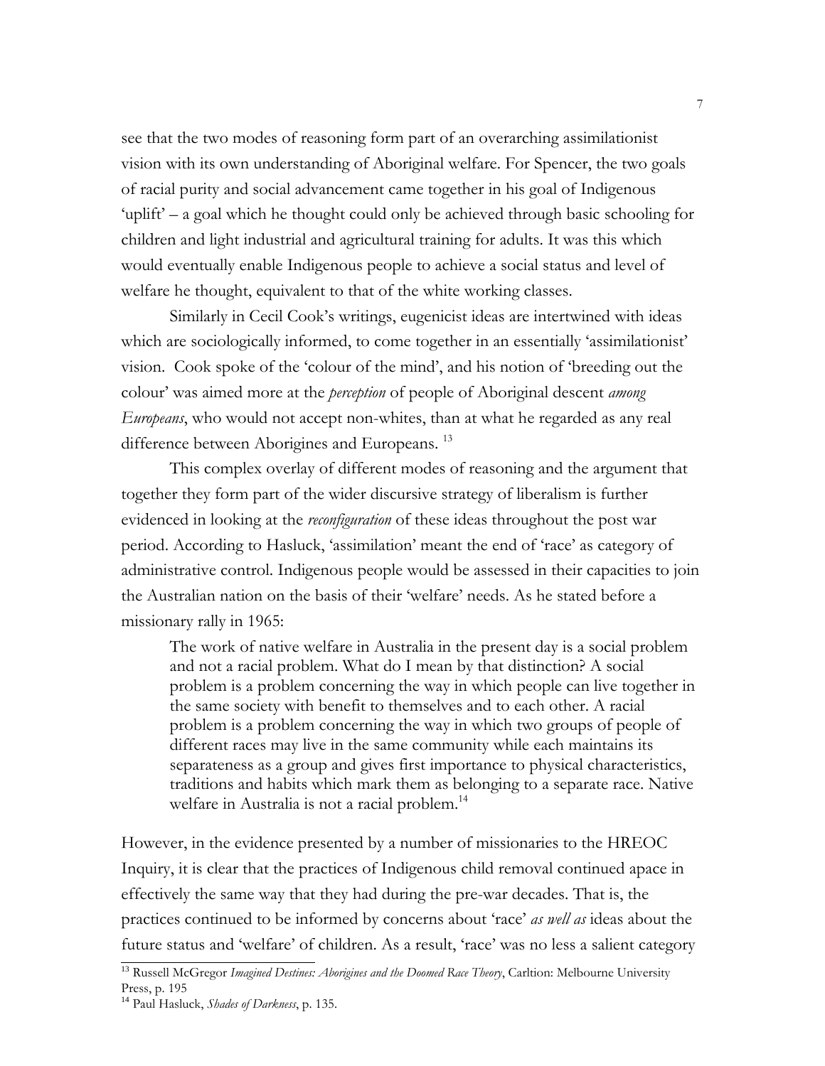see that the two modes of reasoning form part of an overarching assimilationist vision with its own understanding of Aboriginal welfare. For Spencer, the two goals of racial purity and social advancement came together in his goal of Indigenous 'uplift' – a goal which he thought could only be achieved through basic schooling for children and light industrial and agricultural training for adults. It was this which would eventually enable Indigenous people to achieve a social status and level of welfare he thought, equivalent to that of the white working classes.

Similarly in Cecil Cook's writings, eugenicist ideas are intertwined with ideas which are sociologically informed, to come together in an essentially 'assimilationist' vision. Cook spoke of the 'colour of the mind', and his notion of 'breeding out the colour' was aimed more at the *perception* of people of Aboriginal descent *among Europeans*, who would not accept non-whites, than at what he regarded as any real difference between Aborigines and Europeans. [13]

This complex overlay of different modes of reasoning and the argument that together they form part of the wider discursive strategy of liberalism is further evidenced in looking at the *reconfiguration* of these ideas throughout the post war period. According to Hasluck, 'assimilation' meant the end of 'race' as category of administrative control. Indigenous people would be assessed in their capacities to join the Australian nation on the basis of their 'welfare' needs. As he stated before a missionary rally in 1965:

> The work of native welfare in Australia in the present day is a social problem and not a racial problem. What do I mean by that distinction? A social problem is a problem concerning the way in which people can live together in the same society with benefit to themselves and to each other. A racial problem is a problem concerning the way in which two groups of people of different races may live in the same community while each maintains its separateness as a group and gives first importance to physical characteristics, traditions and habits which mark them as belonging to a separate race. Native welfare in Australia is not a racial problem.[14]

However, in the evidence presented by a number of missionaries to the HREOC Inquiry, it is clear that the practices of Indigenous child removal continued apace in effectively the same way that they had during the pre-war decades. That is, the practices continued to be informed by concerns about 'race' *as well as* ideas about the future status and 'welfare' of children. As a result, 'race' was no less a salient category

---

[13] Russell McGregor *Imagined Destines: Aborigines and the Doomed Race Theory*, Carltion: Melbourne University Press, p. 195

[14] Paul Hasluck, *Shades of Darkness*, p. 135.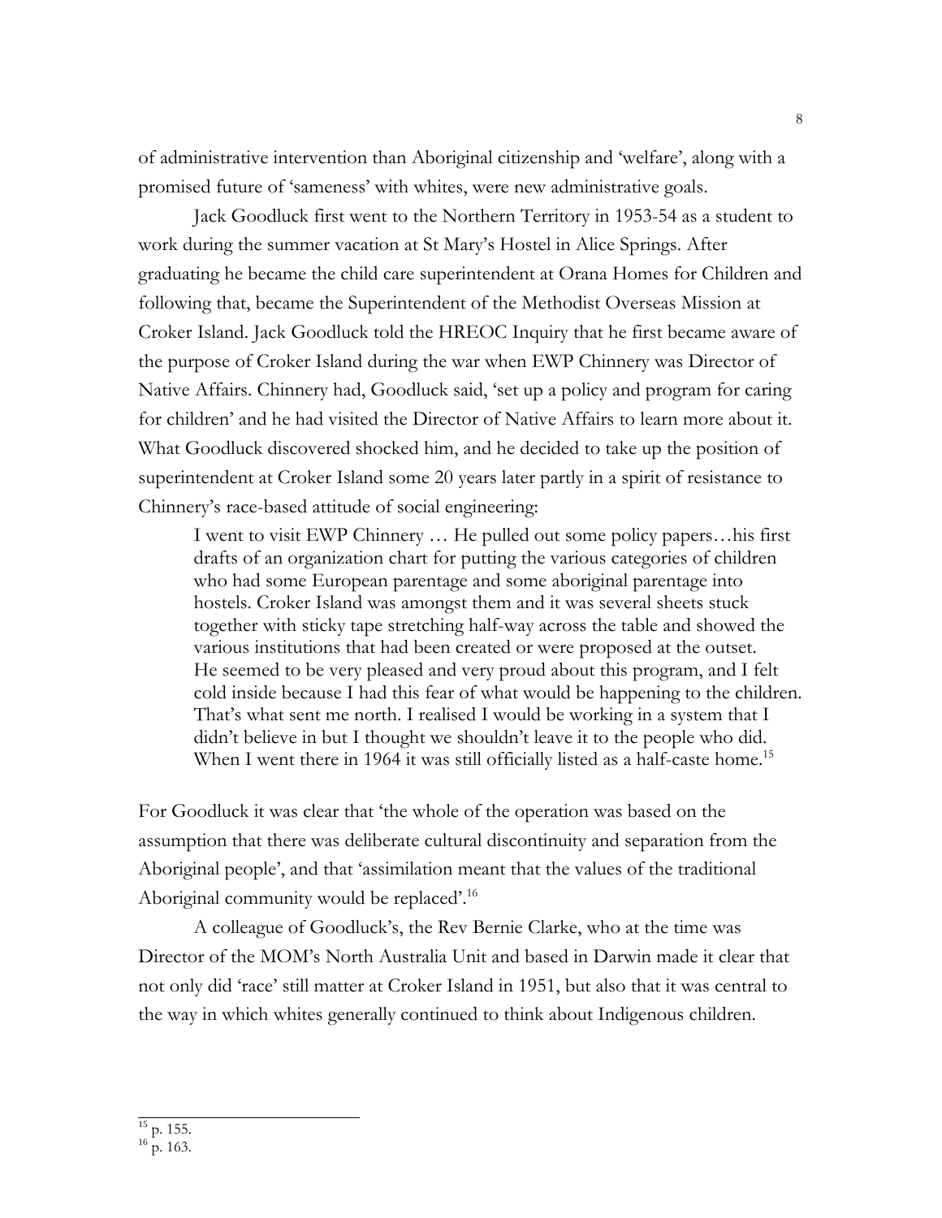of administrative intervention than Aboriginal citizenship and 'welfare', along with a promised future of 'sameness' with whites, were new administrative goals.

Jack Goodluck first went to the Northern Territory in 1953-54 as a student to work during the summer vacation at St Mary's Hostel in Alice Springs. After graduating he became the child care superintendent at Orana Homes for Children and following that, became the Superintendent of the Methodist Overseas Mission at Croker Island. Jack Goodluck told the HREOC Inquiry that he first became aware of the purpose of Croker Island during the war when EWP Chinnery was Director of Native Affairs. Chinnery had, Goodluck said, 'set up a policy and program for caring for children' and he had visited the Director of Native Affairs to learn more about it. What Goodluck discovered shocked him, and he decided to take up the position of superintendent at Croker Island some 20 years later partly in a spirit of resistance to Chinnery's race-based attitude of social engineering:

> I went to visit EWP Chinnery … He pulled out some policy papers…his first drafts of an organization chart for putting the various categories of children who had some European parentage and some aboriginal parentage into hostels. Croker Island was amongst them and it was several sheets stuck together with sticky tape stretching half-way across the table and showed the various institutions that had been created or were proposed at the outset. He seemed to be very pleased and very proud about this program, and I felt cold inside because I had this fear of what would be happening to the children. That's what sent me north. I realised I would be working in a system that I didn't believe in but I thought we shouldn't leave it to the people who did. When I went there in 1964 it was still officially listed as a half-caste home.[15]

For Goodluck it was clear that 'the whole of the operation was based on the assumption that there was deliberate cultural discontinuity and separation from the Aboriginal people', and that 'assimilation meant that the values of the traditional Aboriginal community would be replaced'.[16]

A colleague of Goodluck's, the Rev Bernie Clarke, who at the time was Director of the MOM's North Australia Unit and based in Darwin made it clear that not only did 'race' still matter at Croker Island in 1951, but also that it was central to the way in which whites generally continued to think about Indigenous children.

---

[15] p. 155.

[16] p. 163.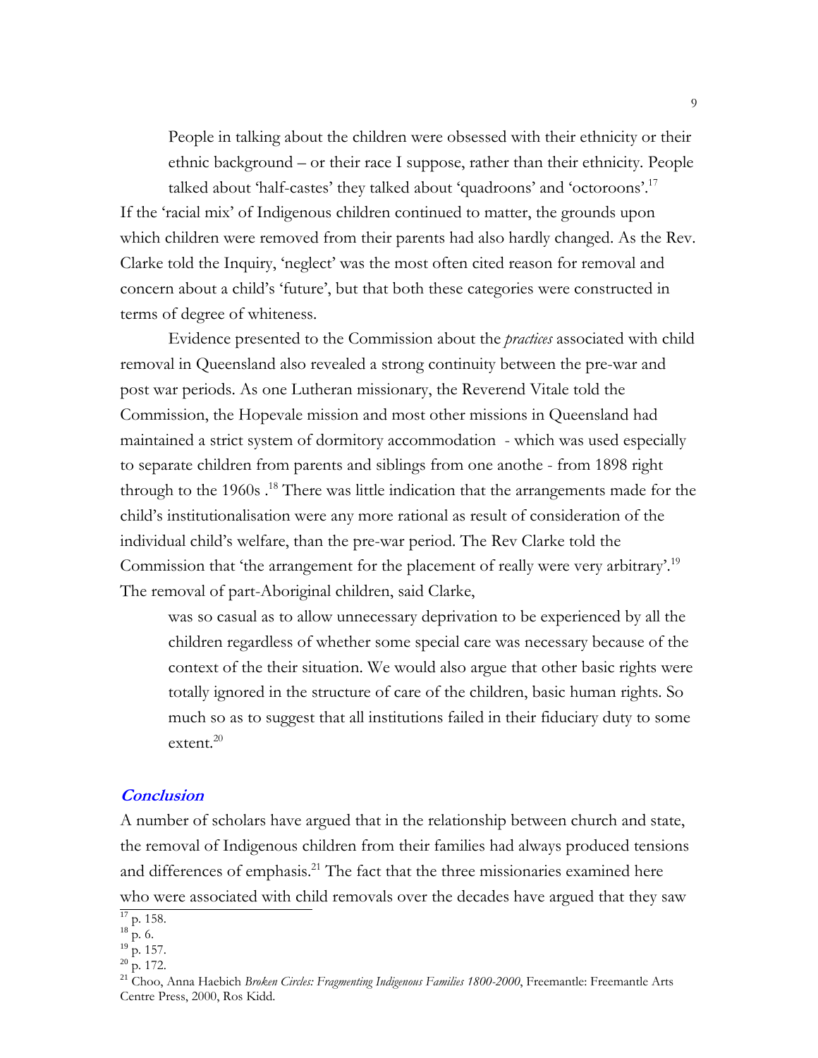> People in talking about the children were obsessed with their ethnicity or their ethnic background – or their race I suppose, rather than their ethnicity. People talked about 'half-castes' they talked about 'quadroons' and 'octoroons'.[17]

If the 'racial mix' of Indigenous children continued to matter, the grounds upon which children were removed from their parents had also hardly changed. As the Rev. Clarke told the Inquiry, 'neglect' was the most often cited reason for removal and concern about a child's 'future', but that both these categories were constructed in terms of degree of whiteness.

Evidence presented to the Commission about the *practices* associated with child removal in Queensland also revealed a strong continuity between the pre-war and post war periods. As one Lutheran missionary, the Reverend Vitale told the Commission, the Hopevale mission and most other missions in Queensland had maintained a strict system of dormitory accommodation - which was used especially to separate children from parents and siblings from one anothe - from 1898 right through to the 1960s .[18] There was little indication that the arrangements made for the child's institutionalisation were any more rational as result of consideration of the individual child's welfare, than the pre-war period. The Rev Clarke told the Commission that 'the arrangement for the placement of really were very arbitrary'.[19] The removal of part-Aboriginal children, said Clarke,

> was so casual as to allow unnecessary deprivation to be experienced by all the children regardless of whether some special care was necessary because of the context of the their situation. We would also argue that other basic rights were totally ignored in the structure of care of the children, basic human rights. So much so as to suggest that all institutions failed in their fiduciary duty to some extent.[20]

## Conclusion

A number of scholars have argued that in the relationship between church and state, the removal of Indigenous children from their families had always produced tensions and differences of emphasis.[21] The fact that the three missionaries examined here who were associated with child removals over the decades have argued that they saw

---

[17] p. 158.
[18] p. 6.
[19] p. 157.
[20] p. 172.
[21] Choo, Anna Haebich *Broken Circles: Fragmenting Indigenous Families 1800-2000*, Freemantle: Freemantle Arts Centre Press, 2000, Ros Kidd.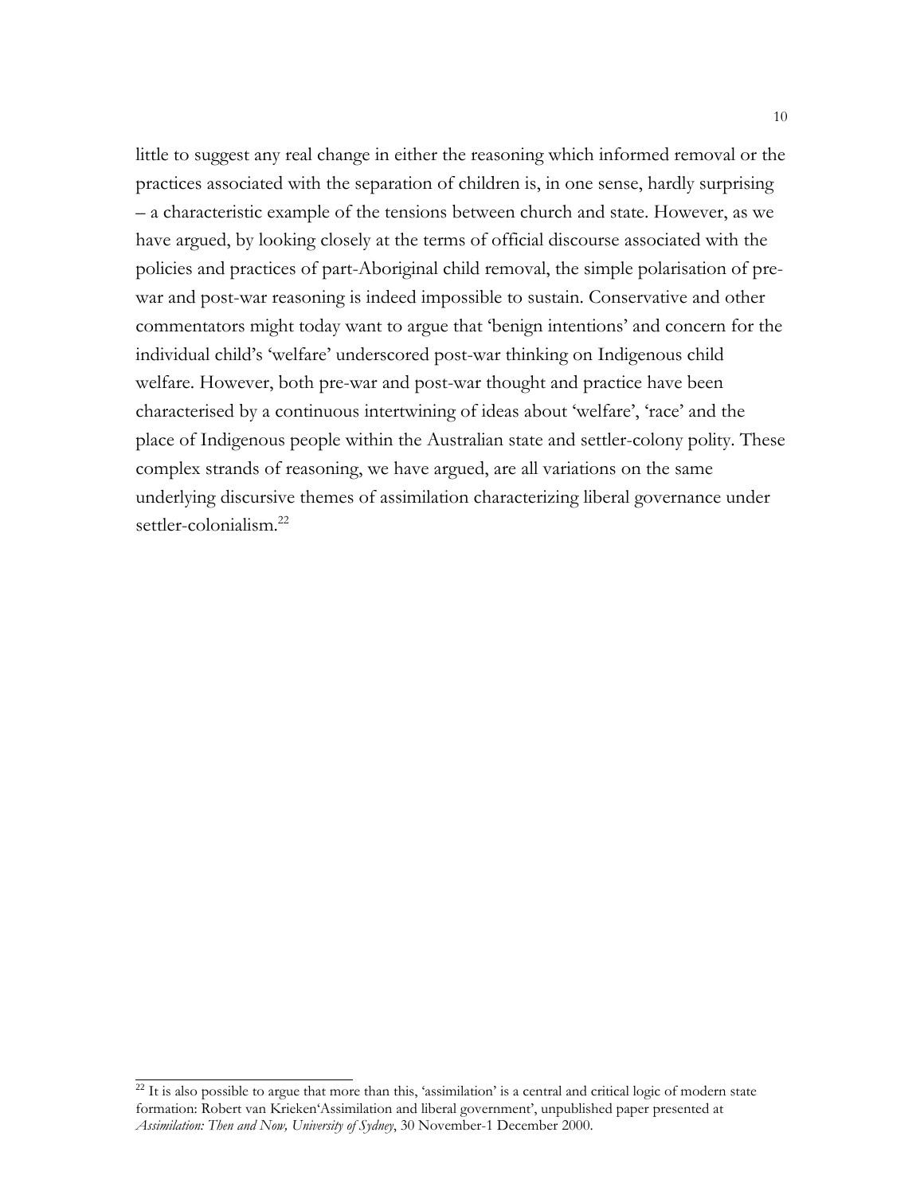little to suggest any real change in either the reasoning which informed removal or the practices associated with the separation of children is, in one sense, hardly surprising – a characteristic example of the tensions between church and state. However, as we have argued, by looking closely at the terms of official discourse associated with the policies and practices of part-Aboriginal child removal, the simple polarisation of pre-war and post-war reasoning is indeed impossible to sustain. Conservative and other commentators might today want to argue that 'benign intentions' and concern for the individual child's 'welfare' underscored post-war thinking on Indigenous child welfare. However, both pre-war and post-war thought and practice have been characterised by a continuous intertwining of ideas about 'welfare', 'race' and the place of Indigenous people within the Australian state and settler-colony polity. These complex strands of reasoning, we have argued, are all variations on the same underlying discursive themes of assimilation characterizing liberal governance under settler-colonialism.[22]

---

[22] It is also possible to argue that more than this, 'assimilation' is a central and critical logic of modern state formation: Robert van Krieken'Assimilation and liberal government', unpublished paper presented at *Assimilation: Then and Now, University of Sydney*, 30 November-1 December 2000.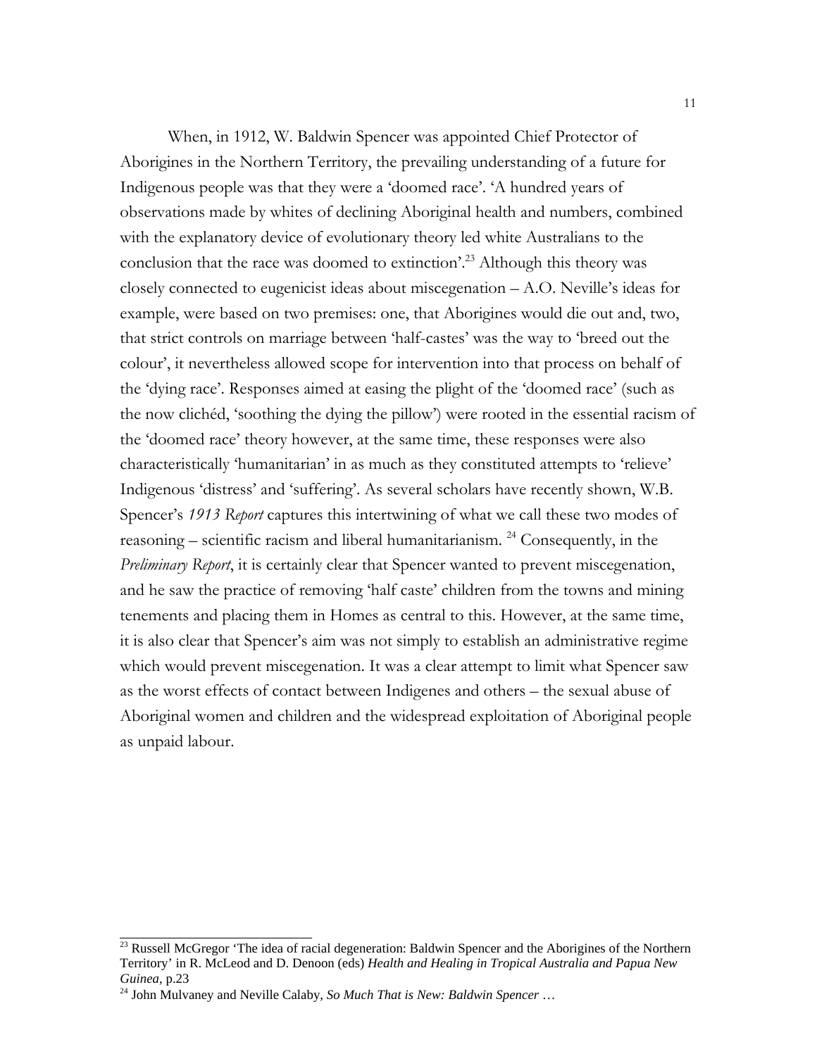When, in 1912, W. Baldwin Spencer was appointed Chief Protector of Aborigines in the Northern Territory, the prevailing understanding of a future for Indigenous people was that they were a 'doomed race'. 'A hundred years of observations made by whites of declining Aboriginal health and numbers, combined with the explanatory device of evolutionary theory led white Australians to the conclusion that the race was doomed to extinction'.[23] Although this theory was closely connected to eugenicist ideas about miscegenation – A.O. Neville's ideas for example, were based on two premises: one, that Aborigines would die out and, two, that strict controls on marriage between 'half-castes' was the way to 'breed out the colour', it nevertheless allowed scope for intervention into that process on behalf of the 'dying race'. Responses aimed at easing the plight of the 'doomed race' (such as the now clichéd, 'soothing the dying the pillow') were rooted in the essential racism of the 'doomed race' theory however, at the same time, these responses were also characteristically 'humanitarian' in as much as they constituted attempts to 'relieve' Indigenous 'distress' and 'suffering'. As several scholars have recently shown, W.B. Spencer's *1913 Report* captures this intertwining of what we call these two modes of reasoning – scientific racism and liberal humanitarianism. [24] Consequently, in the *Preliminary Report*, it is certainly clear that Spencer wanted to prevent miscegenation, and he saw the practice of removing 'half caste' children from the towns and mining tenements and placing them in Homes as central to this. However, at the same time, it is also clear that Spencer's aim was not simply to establish an administrative regime which would prevent miscegenation. It was a clear attempt to limit what Spencer saw as the worst effects of contact between Indigenes and others – the sexual abuse of Aboriginal women and children and the widespread exploitation of Aboriginal people as unpaid labour.

---

[23] Russell McGregor 'The idea of racial degeneration: Baldwin Spencer and the Aborigines of the Northern Territory' in R. McLeod and D. Denoon (eds) *Health and Healing in Tropical Australia and Papua New Guinea*, p.23

[24] John Mulvaney and Neville Calaby, *So Much That is New: Baldwin Spencer …*